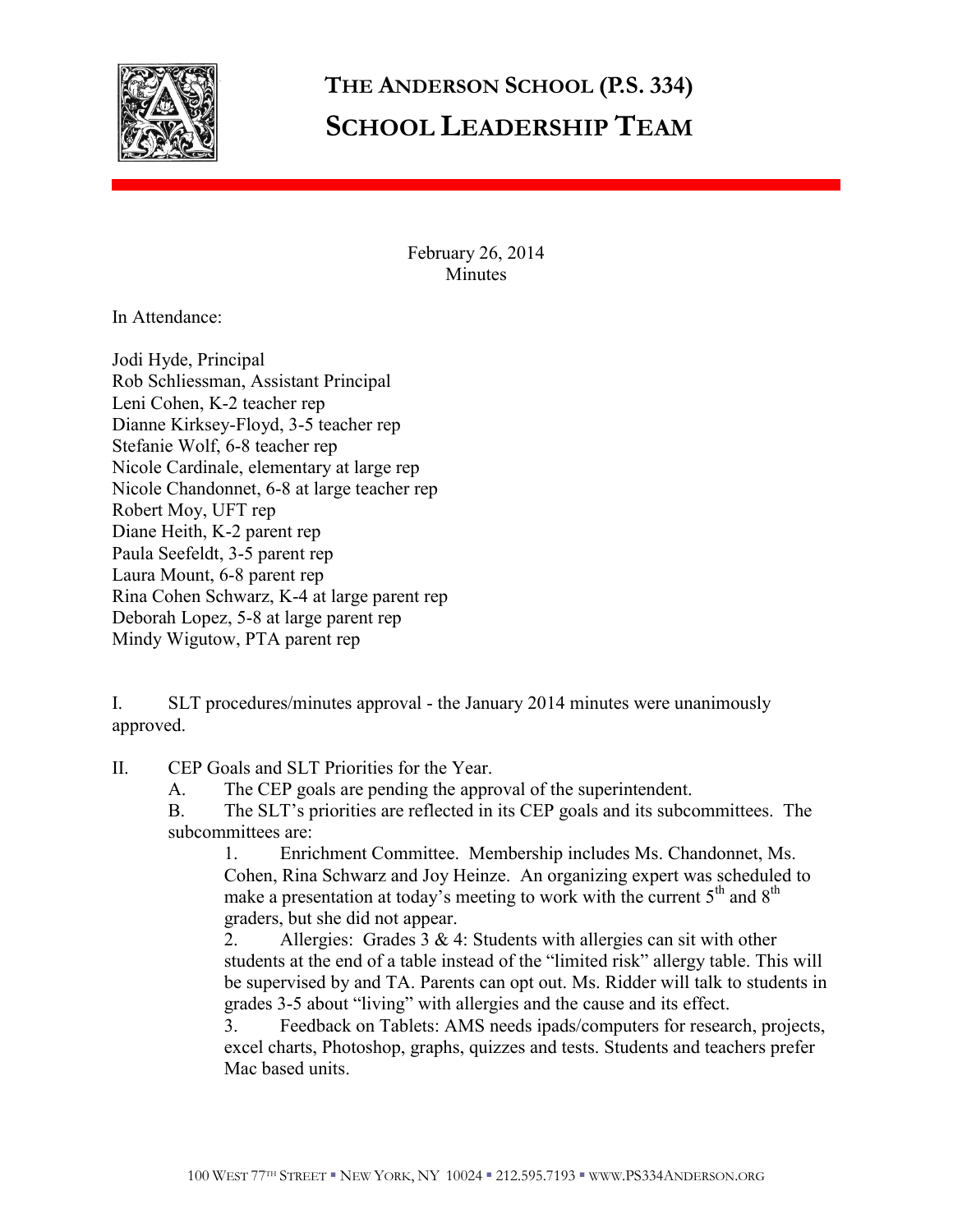# THE ANDERSON SCHOOL (P.S. 334)
## SCHOOL LEADERSHIP TEAM

February 26, 2014
Minutes

In Attendance:

Jodi Hyde, Principal
Rob Schliessman, Assistant Principal
Leni Cohen, K-2 teacher rep
Dianne Kirksey-Floyd, 3-5 teacher rep
Stefanie Wolf, 6-8 teacher rep
Nicole Cardinale, elementary at large rep
Nicole Chandonnet, 6-8 at large teacher rep
Robert Moy, UFT rep
Diane Heith, K-2 parent rep
Paula Seefeldt, 3-5 parent rep
Laura Mount, 6-8 parent rep
Rina Cohen Schwarz, K-4 at large parent rep
Deborah Lopez, 5-8 at large parent rep
Mindy Wigutow, PTA parent rep

I. SLT procedures/minutes approval - the January 2014 minutes were unanimously approved.

II. CEP Goals and SLT Priorities for the Year.

A. The CEP goals are pending the approval of the superintendent.

B. The SLT's priorities are reflected in its CEP goals and its subcommittees. The subcommittees are:

1. Enrichment Committee. Membership includes Ms. Chandonnet, Ms. Cohen, Rina Schwarz and Joy Heinze. An organizing expert was scheduled to make a presentation at today's meeting to work with the current 5th and 8th graders, but she did not appear.

2. Allergies: Grades 3 & 4: Students with allergies can sit with other students at the end of a table instead of the "limited risk" allergy table. This will be supervised by and TA. Parents can opt out. Ms. Ridder will talk to students in grades 3-5 about "living" with allergies and the cause and its effect.

3. Feedback on Tablets: AMS needs ipads/computers for research, projects, excel charts, Photoshop, graphs, quizzes and tests. Students and teachers prefer Mac based units.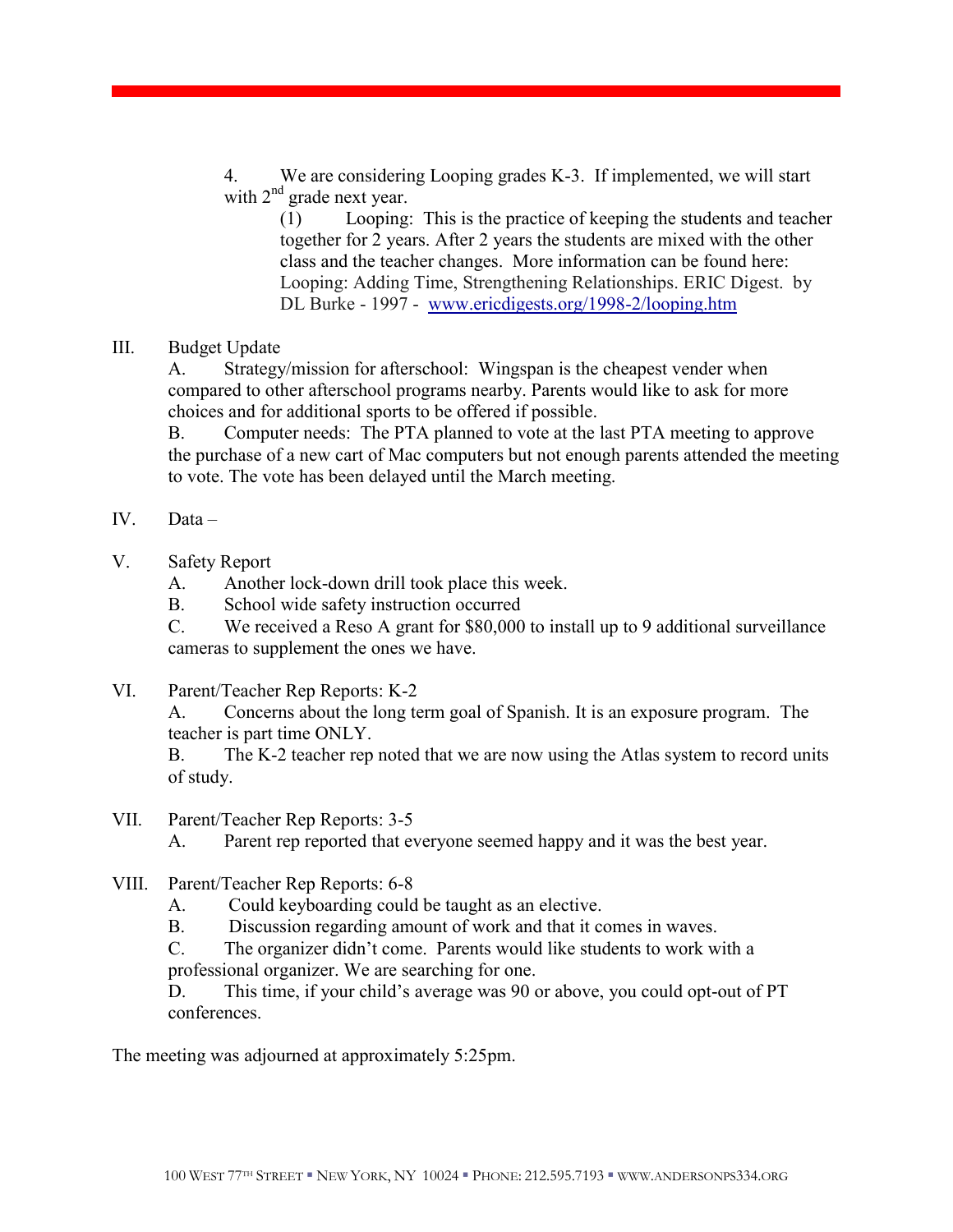4. We are considering Looping grades K-3. If implemented, we will start with 2nd grade next year.

   (1) Looping: This is the practice of keeping the students and teacher together for 2 years. After 2 years the students are mixed with the other class and the teacher changes. More information can be found here: Looping: Adding Time, Strengthening Relationships. ERIC Digest. by DL Burke - 1997 - [www.ericdigests.org/1998-2/looping.htm](www.ericdigests.org/1998-2/looping.htm)

III. Budget Update

A. Strategy/mission for afterschool: Wingspan is the cheapest vender when compared to other afterschool programs nearby. Parents would like to ask for more choices and for additional sports to be offered if possible.

B. Computer needs: The PTA planned to vote at the last PTA meeting to approve the purchase of a new cart of Mac computers but not enough parents attended the meeting to vote. The vote has been delayed until the March meeting.

IV. Data –

V. Safety Report

A. Another lock-down drill took place this week.

B. School wide safety instruction occurred

C. We received a Reso A grant for $80,000 to install up to 9 additional surveillance cameras to supplement the ones we have.

VI. Parent/Teacher Rep Reports: K-2

A. Concerns about the long term goal of Spanish. It is an exposure program. The teacher is part time ONLY.

B. The K-2 teacher rep noted that we are now using the Atlas system to record units of study.

VII. Parent/Teacher Rep Reports: 3-5

A. Parent rep reported that everyone seemed happy and it was the best year.

VIII. Parent/Teacher Rep Reports: 6-8

A. Could keyboarding could be taught as an elective.

B. Discussion regarding amount of work and that it comes in waves.

C. The organizer didn't come. Parents would like students to work with a professional organizer. We are searching for one.

D. This time, if your child's average was 90 or above, you could opt-out of PT conferences.

The meeting was adjourned at approximately 5:25pm.